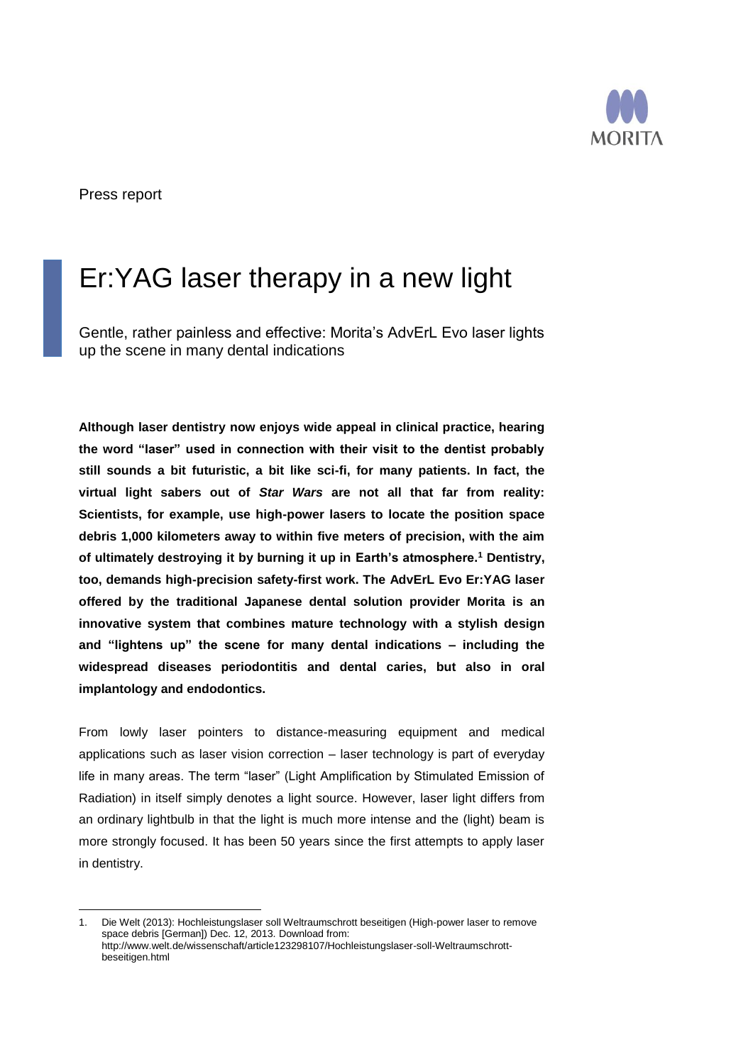Press report

# Er:YAG laser therapy in a new light

Gentle, rather painless and effective: Morita's AdvErL Evo laser lights up the scene in many dental indications

**Although laser dentistry now enjoys wide appeal in clinical practice, hearing the word "laser" used in connection with their visit to the dentist probably still sounds a bit futuristic, a bit like sci-fi, for many patients. In fact, the virtual light sabers out of *Star Wars* are not all that far from reality: Scientists, for example, use high-power lasers to locate the position space debris 1,000 kilometers away to within five meters of precision, with the aim of ultimately destroying it by burning it up in Earth's atmosphere.[1] Dentistry, too, demands high-precision safety-first work. The AdvErL Evo Er:YAG laser offered by the traditional Japanese dental solution provider Morita is an innovative system that combines mature technology with a stylish design and "lightens up" the scene for many dental indications – including the widespread diseases periodontitis and dental caries, but also in oral implantology and endodontics.**

From lowly laser pointers to distance-measuring equipment and medical applications such as laser vision correction – laser technology is part of everyday life in many areas. The term "laser" (Light Amplification by Stimulated Emission of Radiation) in itself simply denotes a light source. However, laser light differs from an ordinary lightbulb in that the light is much more intense and the (light) beam is more strongly focused. It has been 50 years since the first attempts to apply laser in dentistry.

---

1. Die Welt (2013): Hochleistungslaser soll Weltraumschrott beseitigen (High-power laser to remove space debris [German]) Dec. 12, 2013. Download from: http://www.welt.de/wissenschaft/article123298107/Hochleistungslaser-soll-Weltraumschrott-beseitigen.html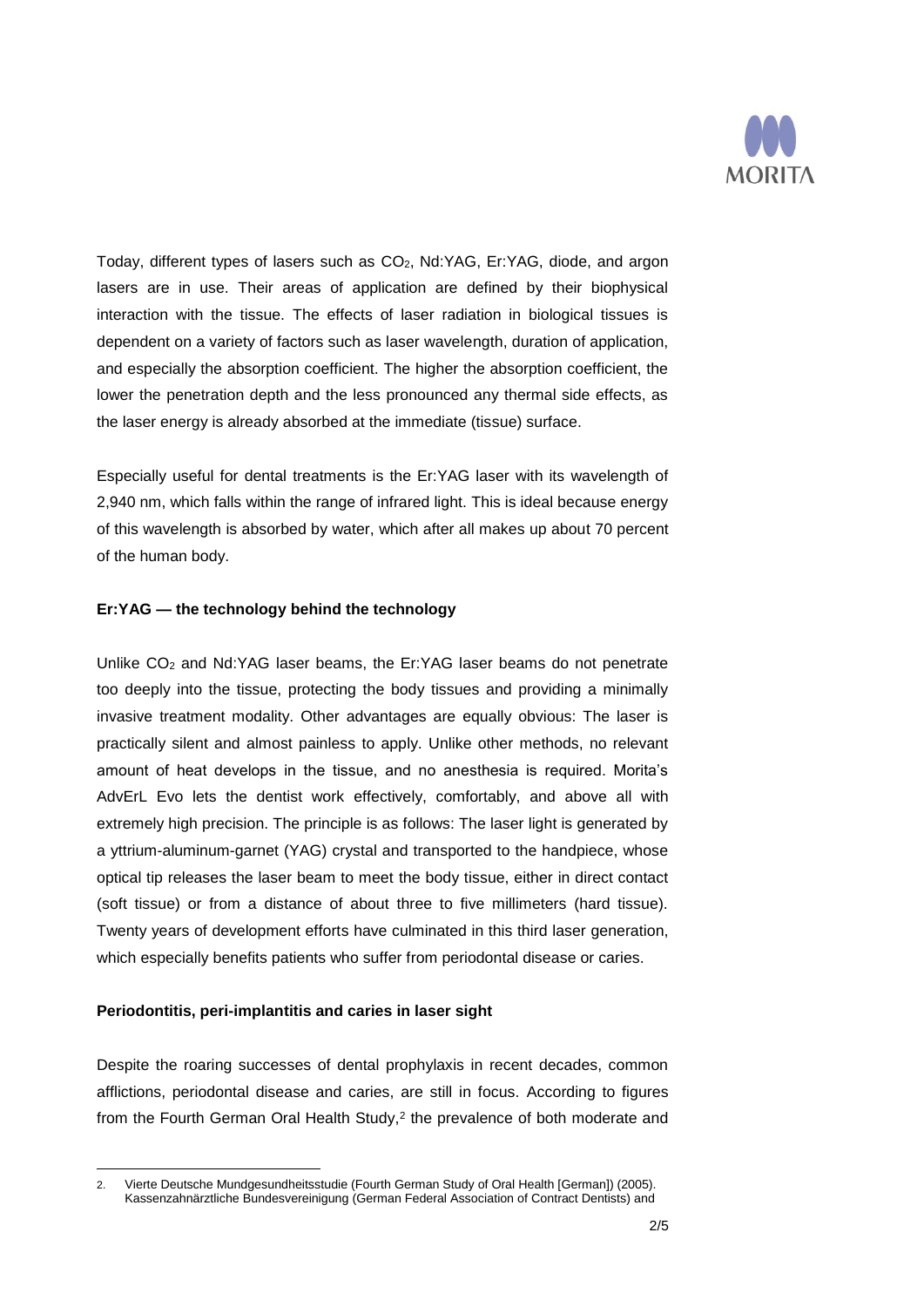Today, different types of lasers such as $CO_2$, Nd:YAG, Er:YAG, diode, and argon lasers are in use. Their areas of application are defined by their biophysical interaction with the tissue. The effects of laser radiation in biological tissues is dependent on a variety of factors such as laser wavelength, duration of application, and especially the absorption coefficient. The higher the absorption coefficient, the lower the penetration depth and the less pronounced any thermal side effects, as the laser energy is already absorbed at the immediate (tissue) surface.

Especially useful for dental treatments is the Er:YAG laser with its wavelength of 2,940 nm, which falls within the range of infrared light. This is ideal because energy of this wavelength is absorbed by water, which after all makes up about 70 percent of the human body.

**Er:YAG — the technology behind the technology**

Unlike $CO_2$ and Nd:YAG laser beams, the Er:YAG laser beams do not penetrate too deeply into the tissue, protecting the body tissues and providing a minimally invasive treatment modality. Other advantages are equally obvious: The laser is practically silent and almost painless to apply. Unlike other methods, no relevant amount of heat develops in the tissue, and no anesthesia is required. Morita's AdvErL Evo lets the dentist work effectively, comfortably, and above all with extremely high precision. The principle is as follows: The laser light is generated by a yttrium-aluminum-garnet (YAG) crystal and transported to the handpiece, whose optical tip releases the laser beam to meet the body tissue, either in direct contact (soft tissue) or from a distance of about three to five millimeters (hard tissue). Twenty years of development efforts have culminated in this third laser generation, which especially benefits patients who suffer from periodontal disease or caries.

**Periodontitis, peri-implantitis and caries in laser sight**

Despite the roaring successes of dental prophylaxis in recent decades, common afflictions, periodontal disease and caries, are still in focus. According to figures from the Fourth German Oral Health Study,[2] the prevalence of both moderate and

2. Vierte Deutsche Mundgesundheitsstudie (Fourth German Study of Oral Health [German]) (2005). Kassenzahnärztliche Bundesvereinigung (German Federal Association of Contract Dentists) and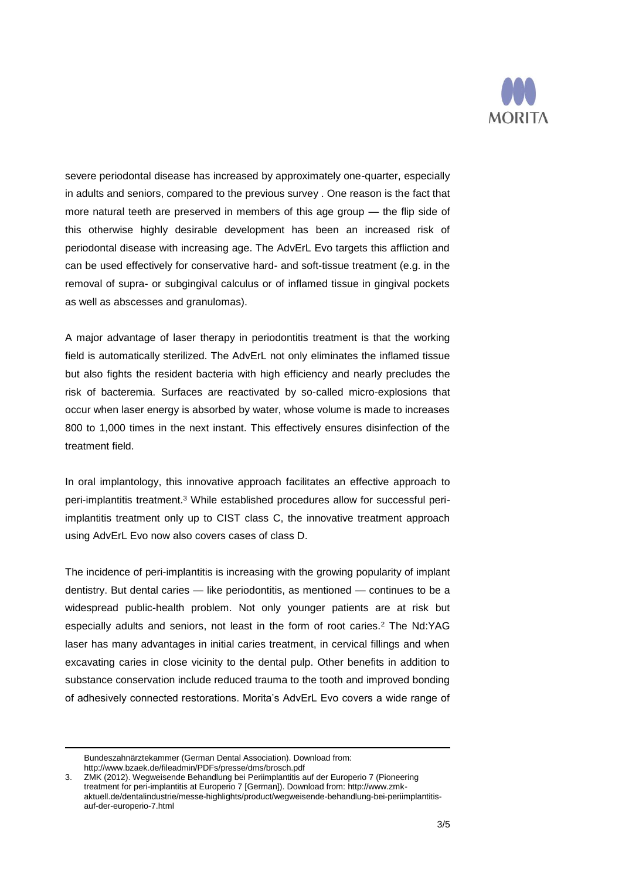severe periodontal disease has increased by approximately one-quarter, especially in adults and seniors, compared to the previous survey . One reason is the fact that more natural teeth are preserved in members of this age group — the flip side of this otherwise highly desirable development has been an increased risk of periodontal disease with increasing age. The AdvErL Evo targets this affliction and can be used effectively for conservative hard- and soft-tissue treatment (e.g. in the removal of supra- or subgingival calculus or of inflamed tissue in gingival pockets as well as abscesses and granulomas).

A major advantage of laser therapy in periodontitis treatment is that the working field is automatically sterilized. The AdvErL not only eliminates the inflamed tissue but also fights the resident bacteria with high efficiency and nearly precludes the risk of bacteremia. Surfaces are reactivated by so-called micro-explosions that occur when laser energy is absorbed by water, whose volume is made to increases 800 to 1,000 times in the next instant. This effectively ensures disinfection of the treatment field.

In oral implantology, this innovative approach facilitates an effective approach to peri-implantitis treatment.[3] While established procedures allow for successful peri-implantitis treatment only up to CIST class C, the innovative treatment approach using AdvErL Evo now also covers cases of class D.

The incidence of peri-implantitis is increasing with the growing popularity of implant dentistry. But dental caries — like periodontitis, as mentioned — continues to be a widespread public-health problem. Not only younger patients are at risk but especially adults and seniors, not least in the form of root caries.[2] The Nd:YAG laser has many advantages in initial caries treatment, in cervical fillings and when excavating caries in close vicinity to the dental pulp. Other benefits in addition to substance conservation include reduced trauma to the tooth and improved bonding of adhesively connected restorations. Morita's AdvErL Evo covers a wide range of

---

Bundeszahnärztekammer (German Dental Association). Download from: http://www.bzaek.de/fileadmin/PDFs/presse/dms/brosch.pdf

3. ZMK (2012). Wegweisende Behandlung bei Periimplantitis auf der Europerio 7 (Pioneering treatment for peri-implantitis at Europerio 7 [German]). Download from: http://www.zmk-aktuell.de/dentalindustrie/messe-highlights/product/wegweisende-behandlung-bei-periimplantitis-auf-der-europerio-7.html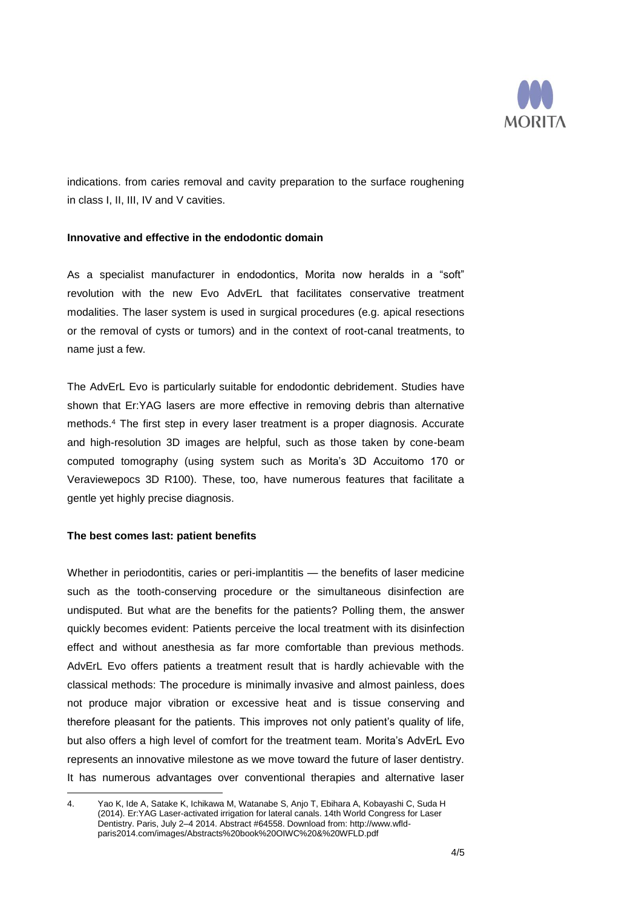indications. from caries removal and cavity preparation to the surface roughening in class I, II, III, IV and V cavities.

**Innovative and effective in the endodontic domain**

As a specialist manufacturer in endodontics, Morita now heralds in a "soft" revolution with the new Evo AdvErL that facilitates conservative treatment modalities. The laser system is used in surgical procedures (e.g. apical resections or the removal of cysts or tumors) and in the context of root-canal treatments, to name just a few.

The AdvErL Evo is particularly suitable for endodontic debridement. Studies have shown that Er:YAG lasers are more effective in removing debris than alternative methods.[4] The first step in every laser treatment is a proper diagnosis. Accurate and high-resolution 3D images are helpful, such as those taken by cone-beam computed tomography (using system such as Morita's 3D Accuitomo 170 or Veraviewepocs 3D R100). These, too, have numerous features that facilitate a gentle yet highly precise diagnosis.

**The best comes last: patient benefits**

Whether in periodontitis, caries or peri-implantitis — the benefits of laser medicine such as the tooth-conserving procedure or the simultaneous disinfection are undisputed. But what are the benefits for the patients? Polling them, the answer quickly becomes evident: Patients perceive the local treatment with its disinfection effect and without anesthesia as far more comfortable than previous methods. AdvErL Evo offers patients a treatment result that is hardly achievable with the classical methods: The procedure is minimally invasive and almost painless, does not produce major vibration or excessive heat and is tissue conserving and therefore pleasant for the patients. This improves not only patient's quality of life, but also offers a high level of comfort for the treatment team. Morita's AdvErL Evo represents an innovative milestone as we move toward the future of laser dentistry. It has numerous advantages over conventional therapies and alternative laser

---

4. Yao K, Ide A, Satake K, Ichikawa M, Watanabe S, Anjo T, Ebihara A, Kobayashi C, Suda H (2014). Er:YAG Laser-activated irrigation for lateral canals. 14th World Congress for Laser Dentistry. Paris, July 2–4 2014. Abstract #64558. Download from: http://www.wfld-paris2014.com/images/Abstracts%20book%20OIWC%20&%20WFLD.pdf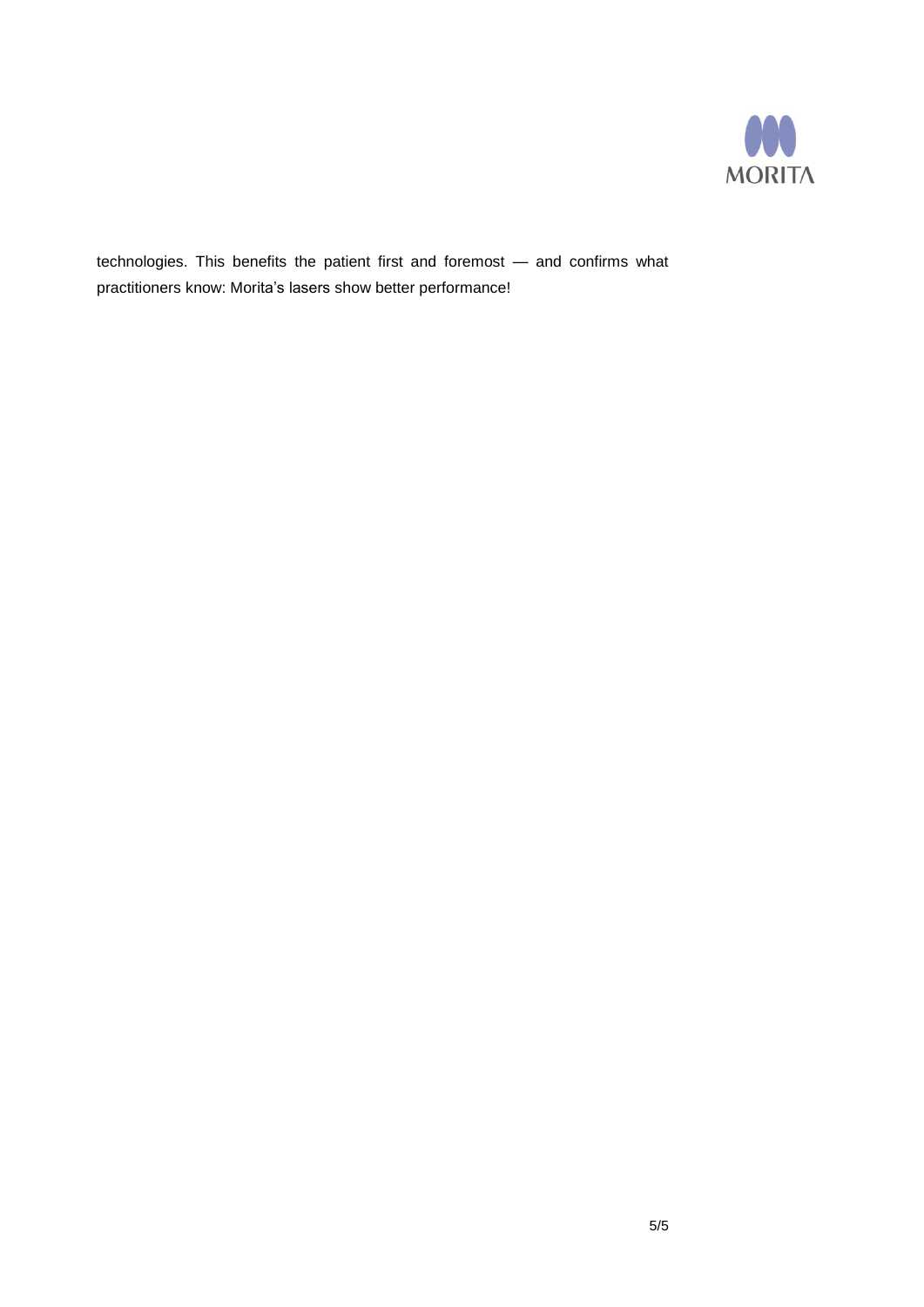technologies. This benefits the patient first and foremost — and confirms what practitioners know: Morita's lasers show better performance!